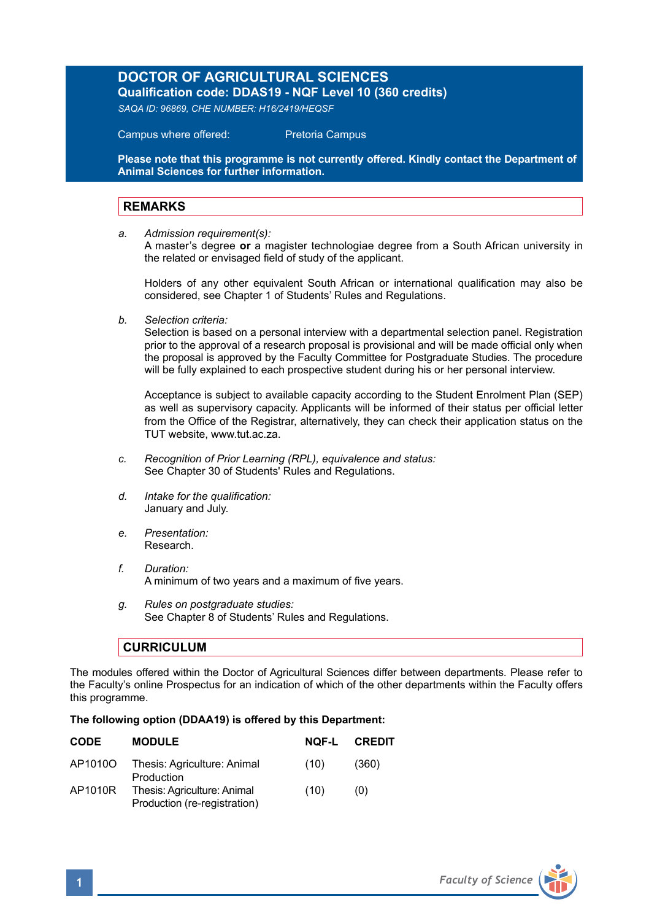# DOCTOR OF AGRICULTURAL SCIENCES

**Qualification code: DDAS19 - NQF Level 10 (360 credits)**

*SAQA ID: 96869, CHE NUMBER: H16/2419/HEQSF*

Campus where offered: Pretoria Campus

**Please note that this programme is not currently offered. Kindly contact the Department of Animal Sciences for further information.**

## REMARKS

*a. Admission requirement(s):*
A master's degree **or** a magister technologiae degree from a South African university in the related or envisaged field of study of the applicant.

Holders of any other equivalent South African or international qualification may also be considered, see Chapter 1 of Students' Rules and Regulations.

*b. Selection criteria:*
Selection is based on a personal interview with a departmental selection panel. Registration prior to the approval of a research proposal is provisional and will be made official only when the proposal is approved by the Faculty Committee for Postgraduate Studies. The procedure will be fully explained to each prospective student during his or her personal interview.

Acceptance is subject to available capacity according to the Student Enrolment Plan (SEP) as well as supervisory capacity. Applicants will be informed of their status per official letter from the Office of the Registrar, alternatively, they can check their application status on the TUT website, www.tut.ac.za.

*c. Recognition of Prior Learning (RPL), equivalence and status:*
See Chapter 30 of Students' Rules and Regulations.

*d. Intake for the qualification:*
January and July.

*e. Presentation:*
Research.

*f. Duration:*
A minimum of two years and a maximum of five years.

*g. Rules on postgraduate studies:*
See Chapter 8 of Students' Rules and Regulations.

## CURRICULUM

The modules offered within the Doctor of Agricultural Sciences differ between departments. Please refer to the Faculty's online Prospectus for an indication of which of the other departments within the Faculty offers this programme.

**The following option (DDAA19) is offered by this Department:**

| CODE | MODULE | NQF-L | CREDIT |
|---|---|---|---|
| AP1010O | Thesis: Agriculture: Animal Production | (10) | (360) |
| AP1010R | Thesis: Agriculture: Animal Production (re-registration) | (10) | (0) |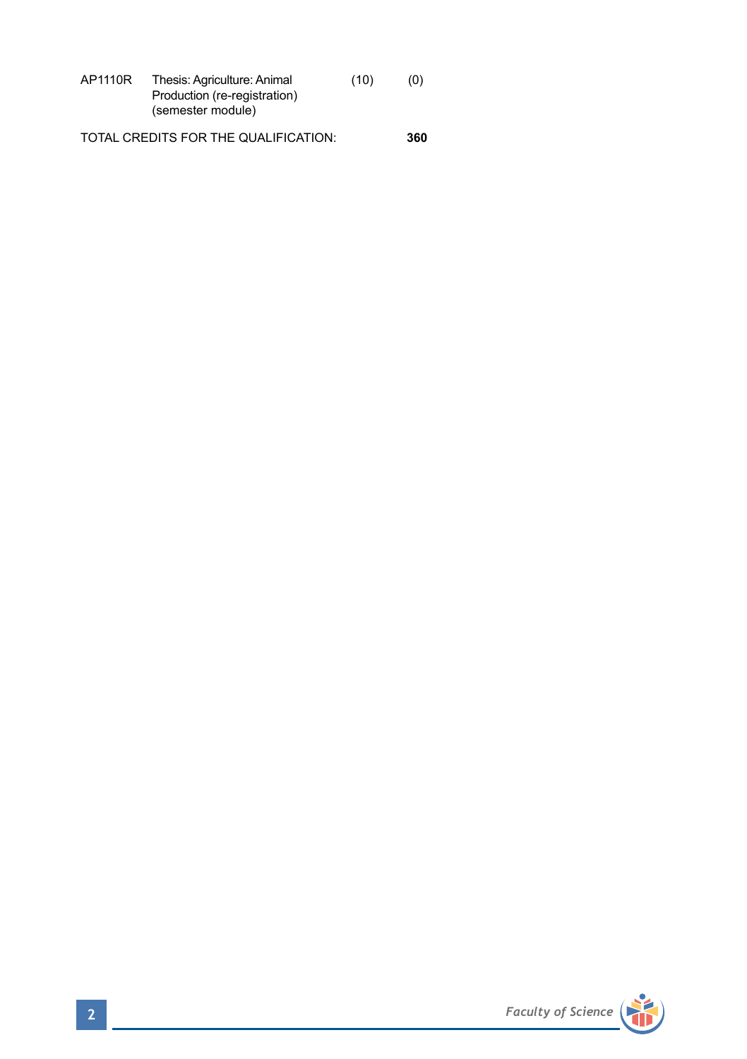| | | | |
|---|---|---|---|
| AP1110R | Thesis: Agriculture: Animal Production (re-registration) (semester module) | (10) | (0) |
| TOTAL CREDITS FOR THE QUALIFICATION: | | | **360** |